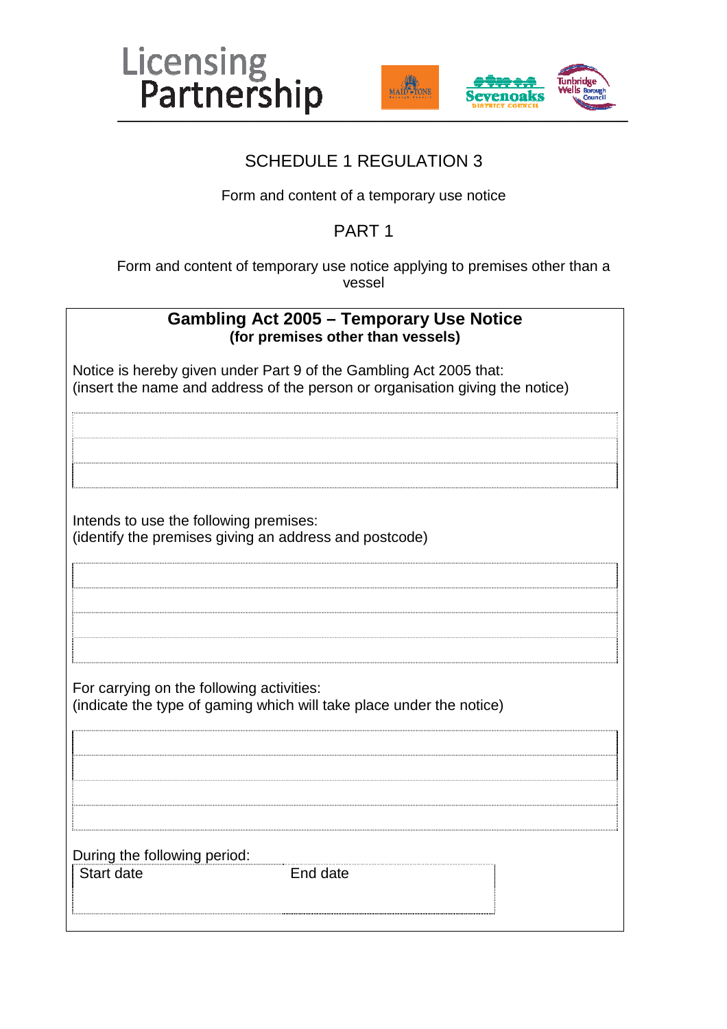Licensing Partnership

MAIDSTONE Borough Council | Sevenoaks District Council | Tunbridge Wells Borough Council

# SCHEDULE 1 REGULATION 3

Form and content of a temporary use notice

## PART 1

Form and content of temporary use notice applying to premises other than a vessel

**Gambling Act 2005 – Temporary Use Notice**
**(for premises other than vessels)**

Notice is hereby given under Part 9 of the Gambling Act 2005 that:
(insert the name and address of the person or organisation giving the notice)

|  |
|---|
|  |
|  |
|  |

Intends to use the following premises:
(identify the premises giving an address and postcode)

|  |
|---|
|  |
|  |
|  |
|  |

For carrying on the following activities:
(indicate the type of gaming which will take place under the notice)

|  |
|---|
|  |
|  |
|  |
|  |

During the following period:

| Start date | End date |
|---|---|
|  |  |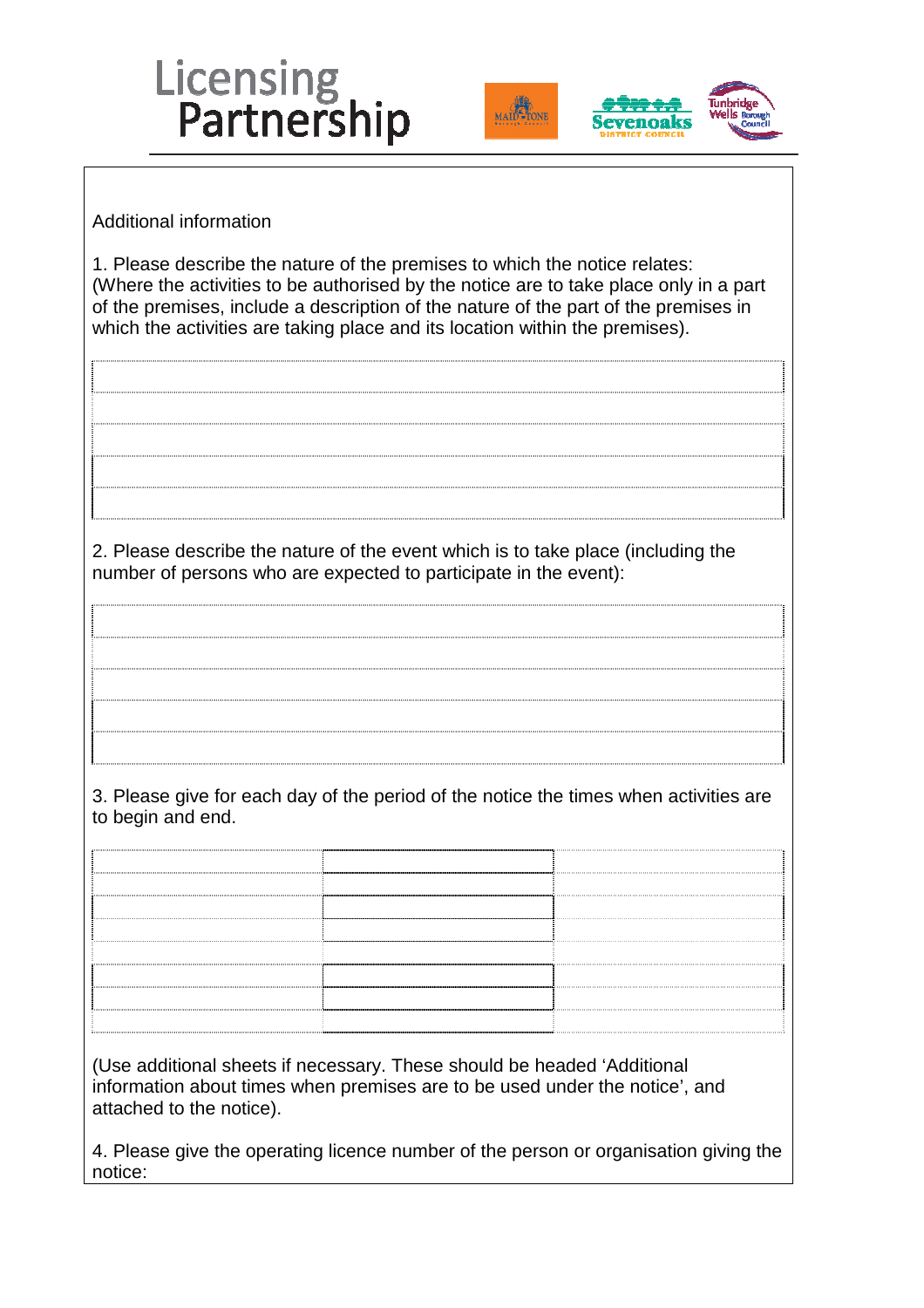Additional information

1. Please describe the nature of the premises to which the notice relates:
(Where the activities to be authorised by the notice are to take place only in a part of the premises, include a description of the nature of the part of the premises in which the activities are taking place and its location within the premises).

2. Please describe the nature of the event which is to take place (including the number of persons who are expected to participate in the event):

3. Please give for each day of the period of the notice the times when activities are to begin and end.

| | | |
|---|---|---|
| | | |
| | | |
| | | |
| | | |
| | | |
| | | |
| | | |
| | | |

(Use additional sheets if necessary. These should be headed 'Additional information about times when premises are to be used under the notice', and attached to the notice).

4. Please give the operating licence number of the person or organisation giving the notice: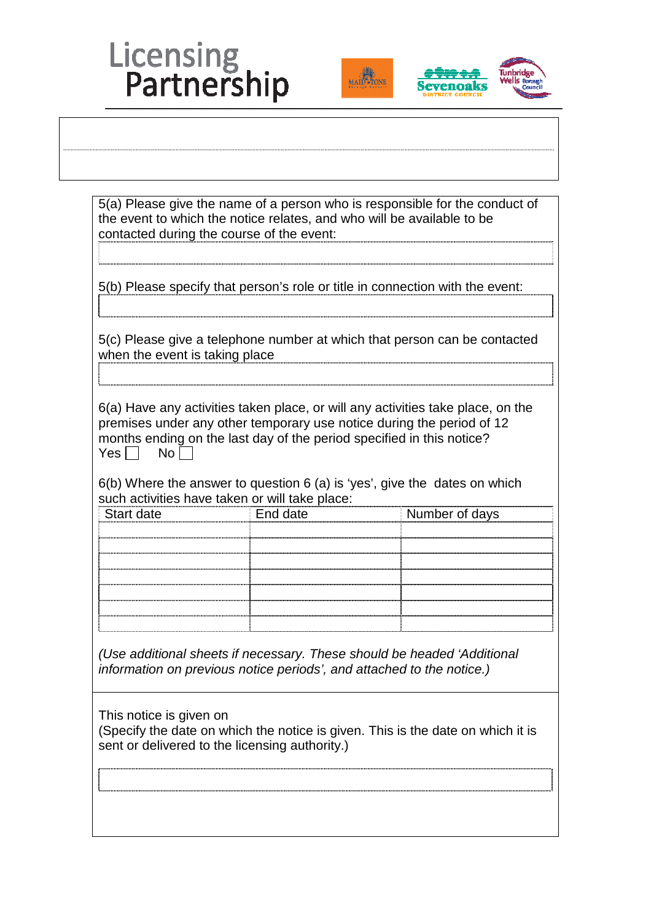Licensing Partnership

5(a) Please give the name of a person who is responsible for the conduct of the event to which the notice relates, and who will be available to be contacted during the course of the event:

5(b) Please specify that person's role or title in connection with the event:

5(c) Please give a telephone number at which that person can be contacted when the event is taking place

6(a) Have any activities taken place, or will any activities take place, on the premises under any other temporary use notice during the period of 12 months ending on the last day of the period specified in this notice?

Yes ☐ No ☐

6(b) Where the answer to question 6 (a) is 'yes', give the dates on which such activities have taken or will take place:

| Start date | End date | Number of days |
|---|---|---|
| | | |
| | | |
| | | |
| | | |
| | | |
| | | |
| | | |

*(Use additional sheets if necessary. These should be headed 'Additional information on previous notice periods', and attached to the notice.)*

This notice is given on

(Specify the date on which the notice is given. This is the date on which it is sent or delivered to the licensing authority.)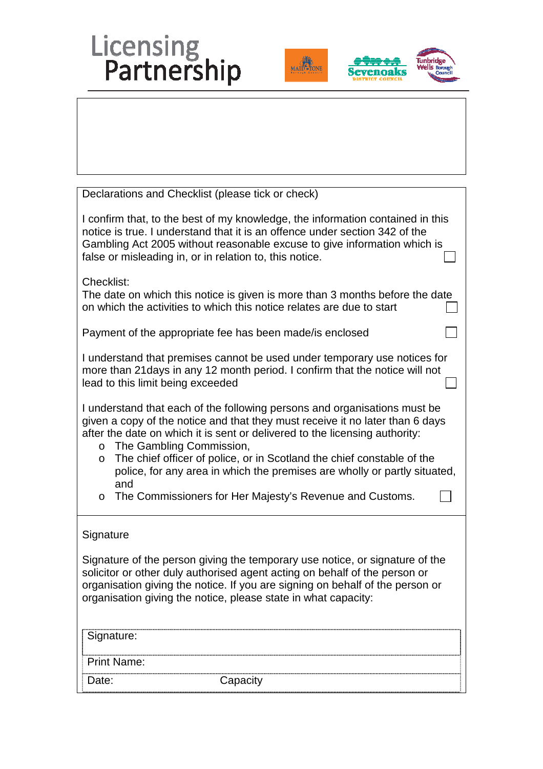Licensing Partnership

Declarations and Checklist (please tick or check)

I confirm that, to the best of my knowledge, the information contained in this notice is true. I understand that it is an offence under section 342 of the Gambling Act 2005 without reasonable excuse to give information which is false or misleading in, or in relation to, this notice. ☐

Checklist:
The date on which this notice is given is more than 3 months before the date on which the activities to which this notice relates are due to start ☐

Payment of the appropriate fee has been made/is enclosed ☐

I understand that premises cannot be used under temporary use notices for more than 21days in any 12 month period. I confirm that the notice will not lead to this limit being exceeded ☐

I understand that each of the following persons and organisations must be given a copy of the notice and that they must receive it no later than 6 days after the date on which it is sent or delivered to the licensing authority:

- The Gambling Commission,
- The chief officer of police, or in Scotland the chief constable of the police, for any area in which the premises are wholly or partly situated, and
- The Commissioners for Her Majesty's Revenue and Customs. ☐

Signature

Signature of the person giving the temporary use notice, or signature of the solicitor or other duly authorised agent acting on behalf of the person or organisation giving the notice. If you are signing on behalf of the person or organisation giving the notice, please state in what capacity:

| Signature: | |
|---|---|
| Print Name: | |
| Date: | Capacity |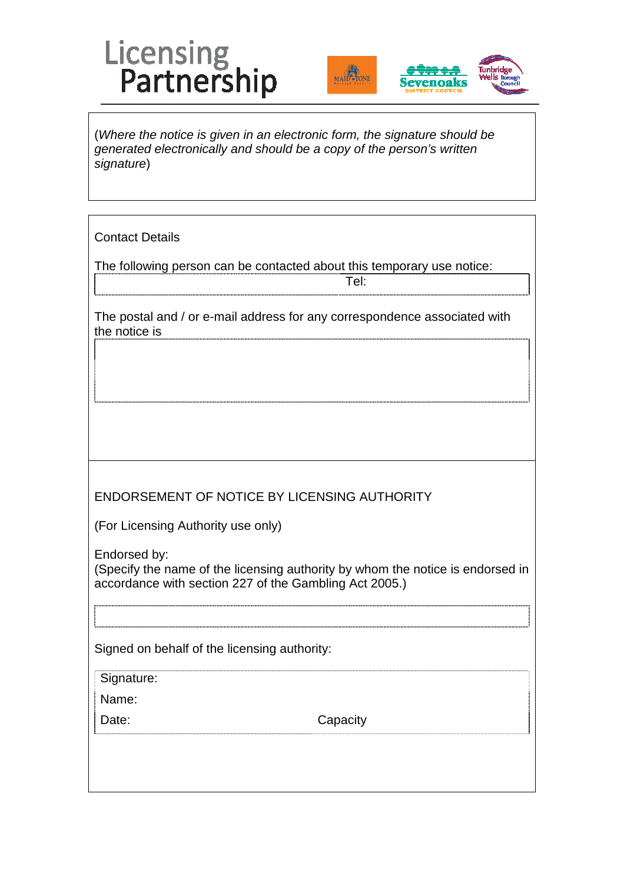Licensing Partnership

(*Where the notice is given in an electronic form, the signature should be generated electronically and should be a copy of the person's written signature*)

Contact Details

The following person can be contacted about this temporary use notice:

Tel:

The postal and / or e-mail address for any correspondence associated with the notice is

ENDORSEMENT OF NOTICE BY LICENSING AUTHORITY

(For Licensing Authority use only)

Endorsed by:
(Specify the name of the licensing authority by whom the notice is endorsed in accordance with section 227 of the Gambling Act 2005.)

Signed on behalf of the licensing authority:

Signature:

Name:

Date: Capacity